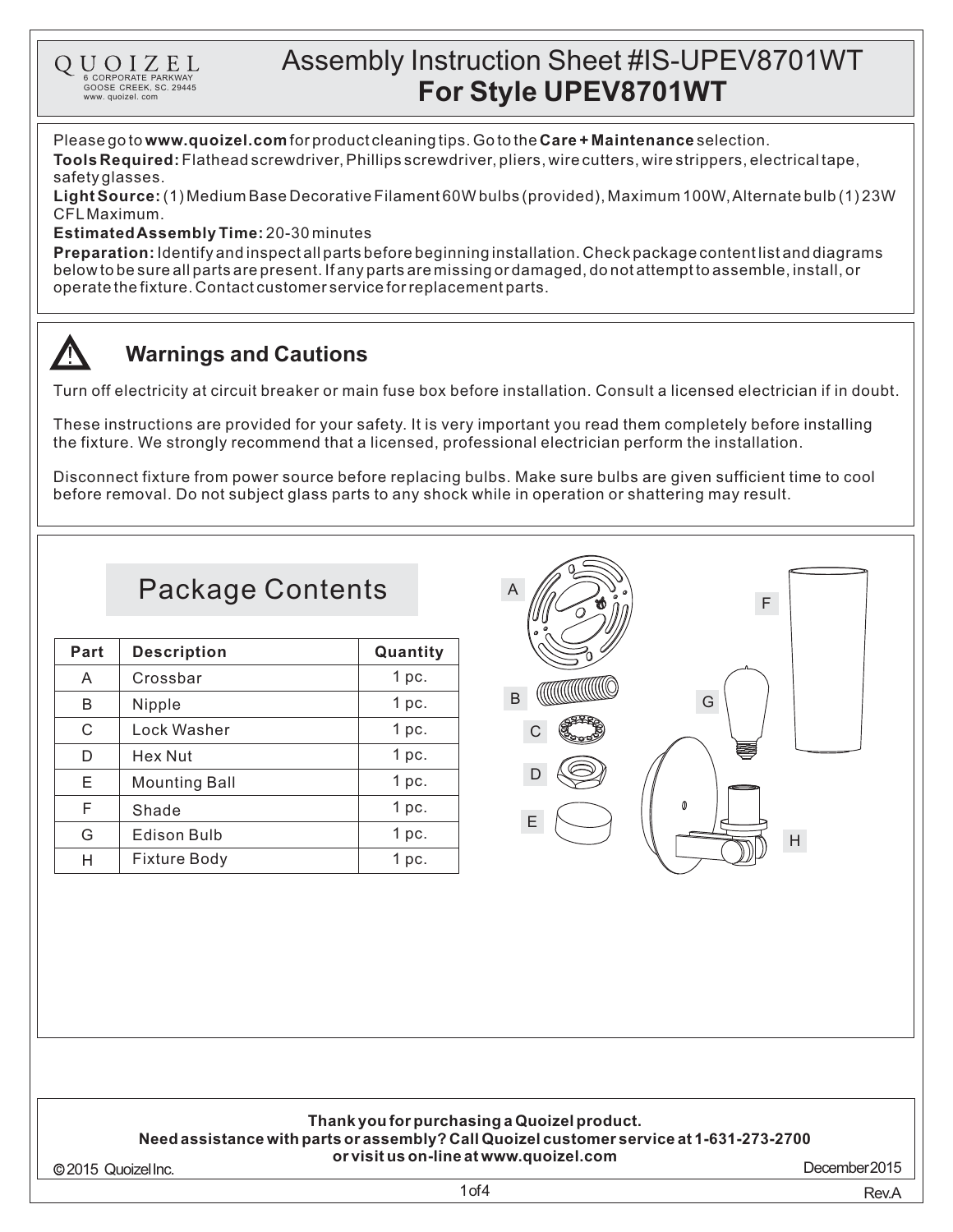QUOIZEL
6 CORPORATE PARKWAY
GOOSE CREEK, SC. 29445
www. quoizel. com

# Assembly Instruction Sheet #IS-UPEV8701WT
## For Style UPEV8701WT

Please go to **www.quoizel.com** for product cleaning tips. Go to the **Care + Maintenance** selection.

**Tools Required:** Flathead screwdriver, Phillips screwdriver, pliers, wire cutters, wire strippers, electrical tape, safety glasses.

**Light Source:** (1) Medium Base Decorative Filament 60W bulbs (provided), Maximum 100W, Alternate bulb (1) 23W CFL Maximum.

**Estimated Assembly Time:** 20-30 minutes

**Preparation:** Identify and inspect all parts before beginning installation. Check package content list and diagrams below to be sure all parts are present. If any parts are missing or damaged, do not attempt to assemble, install, or operate the fixture. Contact customer service for replacement parts.

## ⚠ Warnings and Cautions

Turn off electricity at circuit breaker or main fuse box before installation. Consult a licensed electrician if in doubt.

These instructions are provided for your safety. It is very important you read them completely before installing the fixture. We strongly recommend that a licensed, professional electrician perform the installation.

Disconnect fixture from power source before replacing bulbs. Make sure bulbs are given sufficient time to cool before removal. Do not subject glass parts to any shock while in operation or shattering may result.

## Package Contents

| Part | Description | Quantity |
|---|---|---|
| A | Crossbar | 1 pc. |
| B | Nipple | 1 pc. |
| C | Lock Washer | 1 pc. |
| D | Hex Nut | 1 pc. |
| E | Mounting Ball | 1 pc. |
| F | Shade | 1 pc. |
| G | Edison Bulb | 1 pc. |
| H | Fixture Body | 1 pc. |

A B C D E F G H

**Thank you for purchasing a Quoizel product.**
**Need assistance with parts or assembly? Call Quoizel customer service at 1-631-273-2700 or visit us on-line at www.quoizel.com**

© 2015 Quoizel Inc. December 2015

Rev.A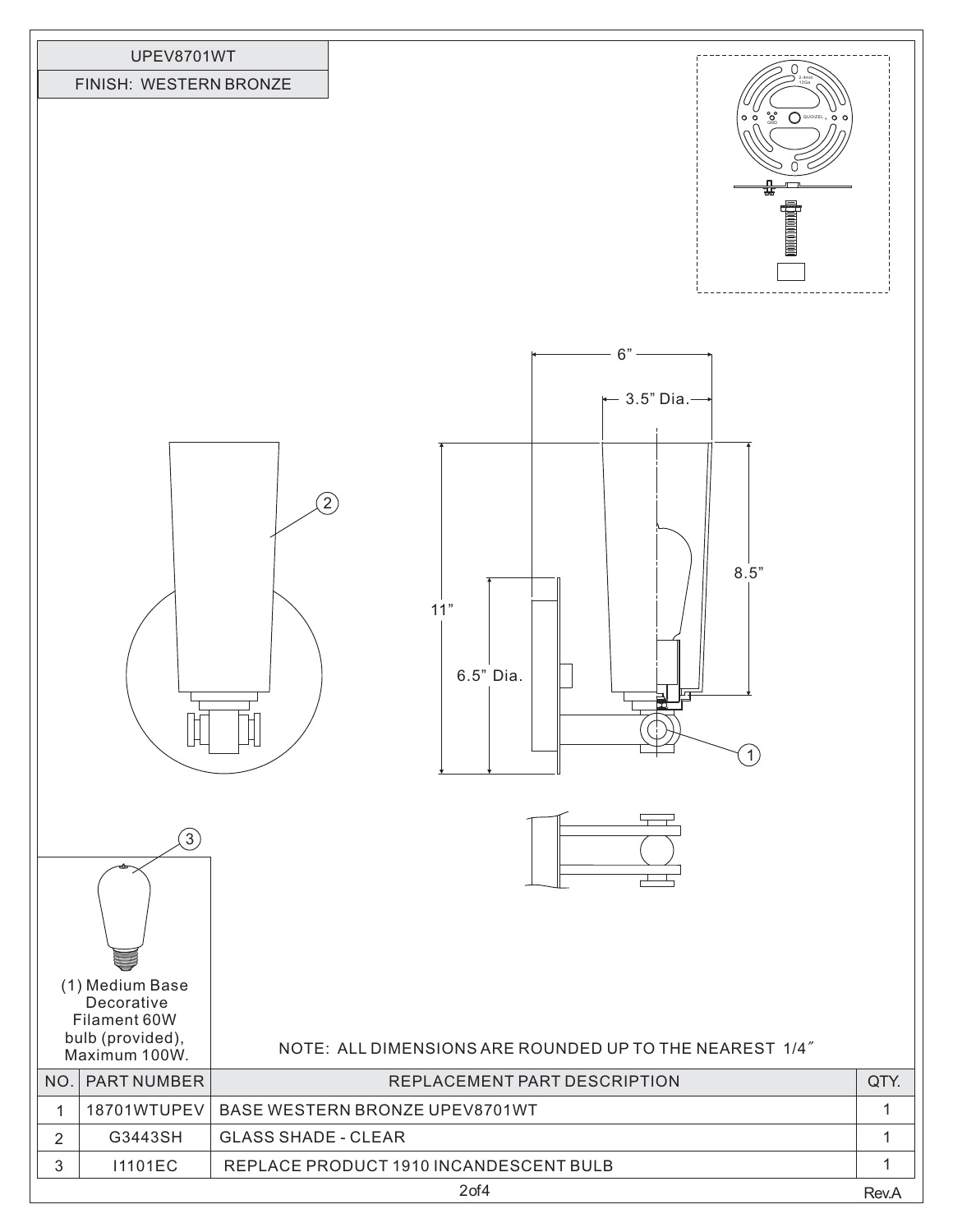| UPEV8701WT |
|---|
| FINISH: WESTERN BRONZE |

6”

3.5” Dia.

8.5”

11”

6.5” Dia.

(1) Medium Base Decorative Filament 60W bulb (provided), Maximum 100W.

NOTE: ALL DIMENSIONS ARE ROUNDED UP TO THE NEAREST 1/4˝

| NO. | PART NUMBER | REPLACEMENT PART DESCRIPTION | QTY. |
|---|---|---|---|
| 1 | 18701WTUPEV | BASE WESTERN BRONZE UPEV8701WT | 1 |
| 2 | G3443SH | GLASS SHADE - CLEAR | 1 |
| 3 | I1101EC | REPLACE PRODUCT 1910 INCANDESCENT BULB | 1 |

Rev.A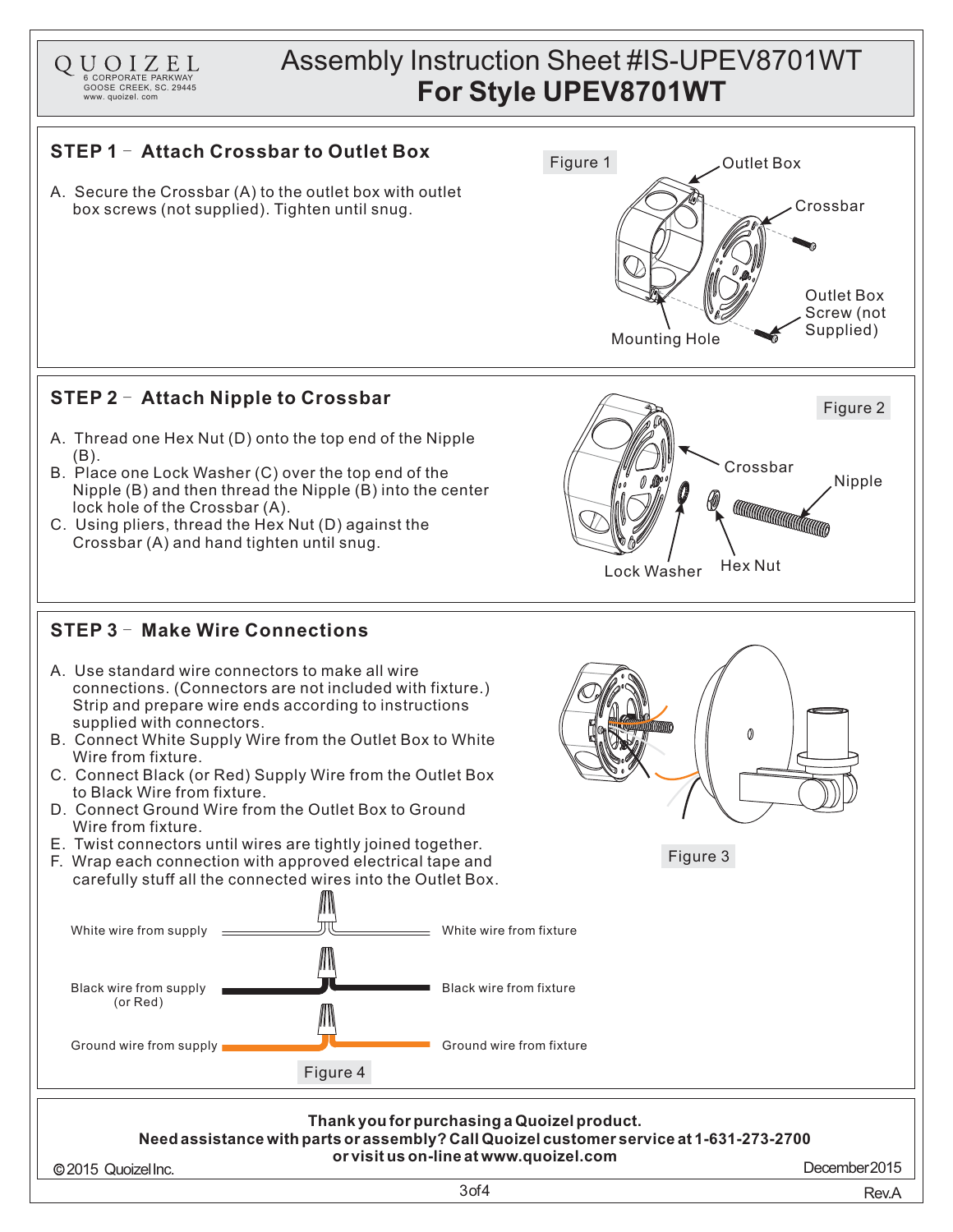QUOIZEL
6 CORPORATE PARKWAY
GOOSE CREEK, SC. 29445
www. quoizel. com

# Assembly Instruction Sheet #IS-UPEV8701WT
# For Style UPEV8701WT

## STEP 1 – Attach Crossbar to Outlet Box

A. Secure the Crossbar (A) to the outlet box with outlet box screws (not supplied). Tighten until snug.

Figure 1

Outlet Box
Crossbar
Outlet Box Screw (not Supplied)
Mounting Hole

## STEP 2 – Attach Nipple to Crossbar

A. Thread one Hex Nut (D) onto the top end of the Nipple (B).
B. Place one Lock Washer (C) over the top end of the Nipple (B) and then thread the Nipple (B) into the center lock hole of the Crossbar (A).
C. Using pliers, thread the Hex Nut (D) against the Crossbar (A) and hand tighten until snug.

Figure 2

Crossbar
Nipple
Lock Washer
Hex Nut

## STEP 3 – Make Wire Connections

A. Use standard wire connectors to make all wire connections. (Connectors are not included with fixture.) Strip and prepare wire ends according to instructions supplied with connectors.
B. Connect White Supply Wire from the Outlet Box to White Wire from fixture.
C. Connect Black (or Red) Supply Wire from the Outlet Box to Black Wire from fixture.
D. Connect Ground Wire from the Outlet Box to Ground Wire from fixture.
E. Twist connectors until wires are tightly joined together.
F. Wrap each connection with approved electrical tape and carefully stuff all the connected wires into the Outlet Box.

Figure 3

White wire from supply — White wire from fixture
Black wire from supply (or Red) — Black wire from fixture
Ground wire from supply — Ground wire from fixture

Figure 4

**Thank you for purchasing a Quoizel product.**
**Need assistance with parts or assembly? Call Quoizel customer service at 1-631-273-2700 or visit us on-line at www.quoizel.com**

©2015 Quoizel Inc.
December 2015
Rev.A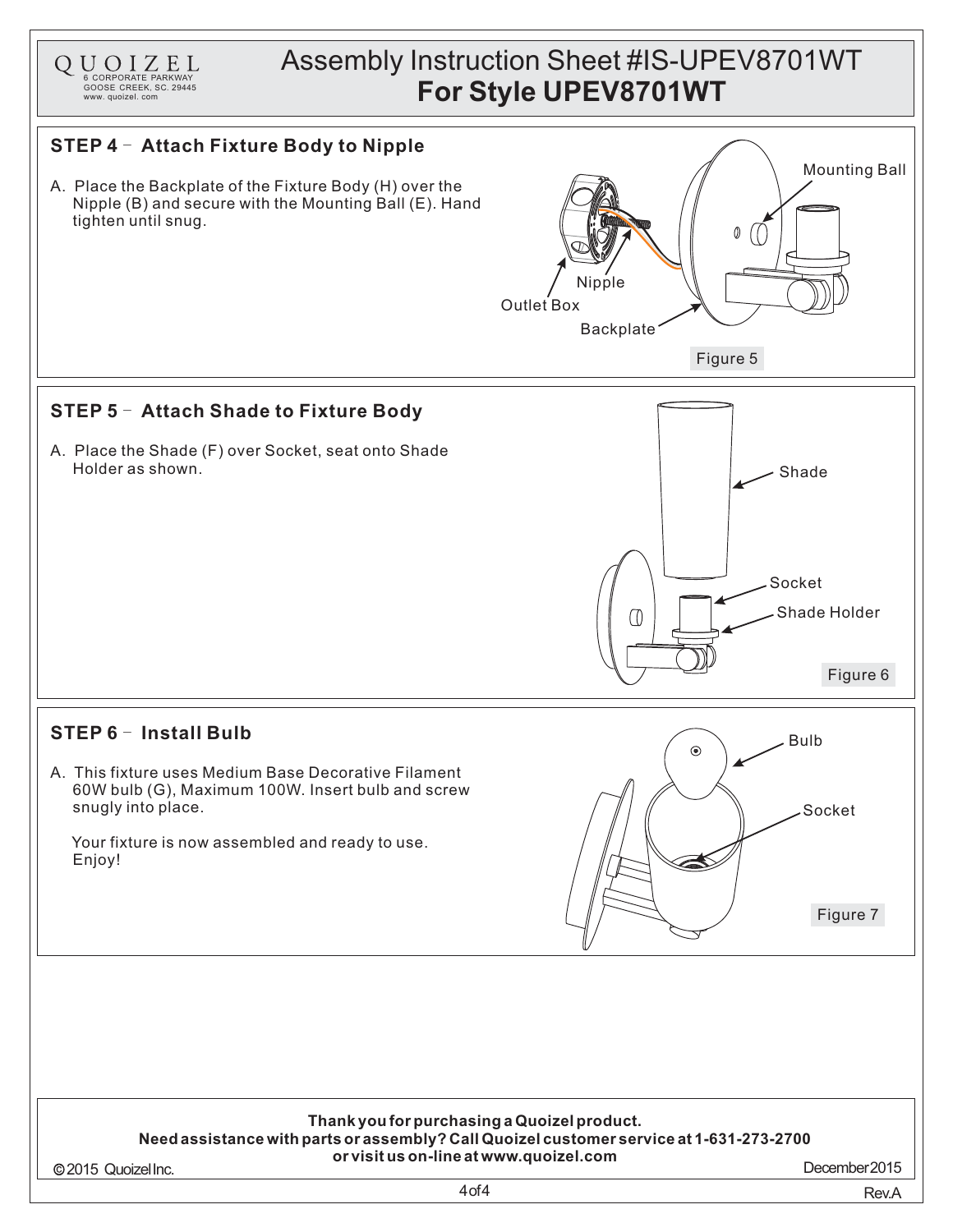QUOIZEL
6 CORPORATE PARKWAY
GOOSE CREEK, SC. 29445
www. quoizel. com

# Assembly Instruction Sheet #IS-UPEV8701WT
## For Style UPEV8701WT

### STEP 4 – Attach Fixture Body to Nipple

A. Place the Backplate of the Fixture Body (H) over the Nipple (B) and secure with the Mounting Ball (E). Hand tighten until snug.

Mounting Ball
Nipple
Outlet Box
Backplate

Figure 5

### STEP 5 – Attach Shade to Fixture Body

A. Place the Shade (F) over Socket, seat onto Shade Holder as shown.

Shade
Socket
Shade Holder

Figure 6

### STEP 6 – Install Bulb

A. This fixture uses Medium Base Decorative Filament 60W bulb (G), Maximum 100W. Insert bulb and screw snugly into place.

Your fixture is now assembled and ready to use. Enjoy!

Bulb
Socket

Figure 7

**Thank you for purchasing a Quoizel product.**
**Need assistance with parts or assembly? Call Quoizel customer service at 1-631-273-2700 or visit us on-line at www.quoizel.com**

© 2015 Quoizel Inc.

December 2015

Rev.A